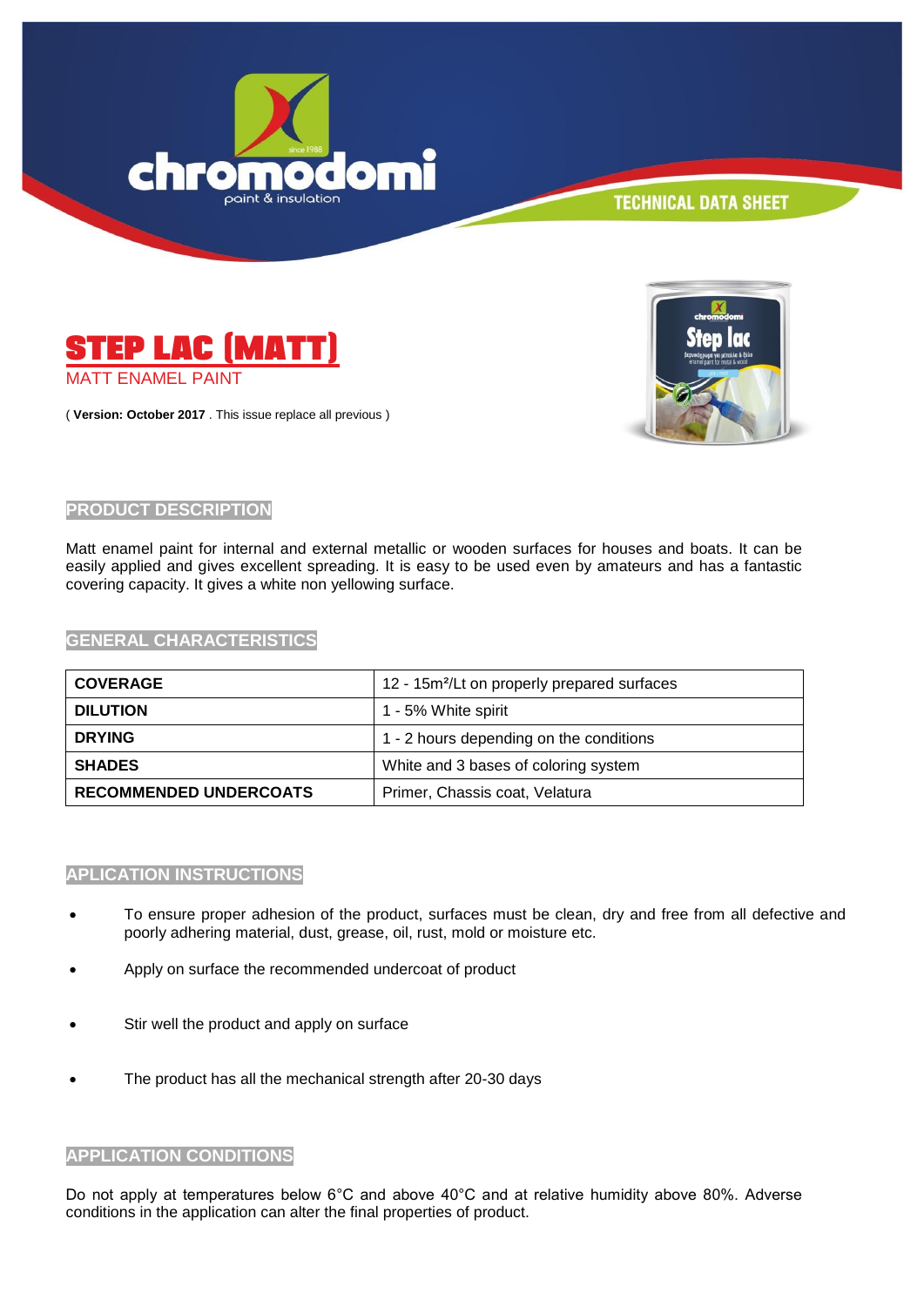# STEP LAC (MATT)

MATT ENAMEL PAINT

( **Version: October 2017** . This issue replace all previous )

## PRODUCT DESCRIPTION

Matt enamel paint for internal and external metallic or wooden surfaces for houses and boats. It can be easily applied and gives excellent spreading. It is easy to be used even by amateurs and has a fantastic covering capacity. It gives a white non yellowing surface.

## GENERAL CHARACTERISTICS

| | |
|---|---|
| **COVERAGE** | 12 - 15m²/Lt on properly prepared surfaces |
| **DILUTION** | 1 - 5% White spirit |
| **DRYING** | 1 - 2 hours depending on the conditions |
| **SHADES** | White and 3 bases of coloring system |
| **RECOMMENDED UNDERCOATS** | Primer, Chassis coat, Velatura |

## APLICATION INSTRUCTIONS

- To ensure proper adhesion of the product, surfaces must be clean, dry and free from all defective and poorly adhering material, dust, grease, oil, rust, mold or moisture etc.
- Apply on surface the recommended undercoat of product
- Stir well the product and apply on surface
- The product has all the mechanical strength after 20-30 days

## APPLICATION CONDITIONS

Do not apply at temperatures below 6°C and above 40°C and at relative humidity above 80%. Adverse conditions in the application can alter the final properties of product.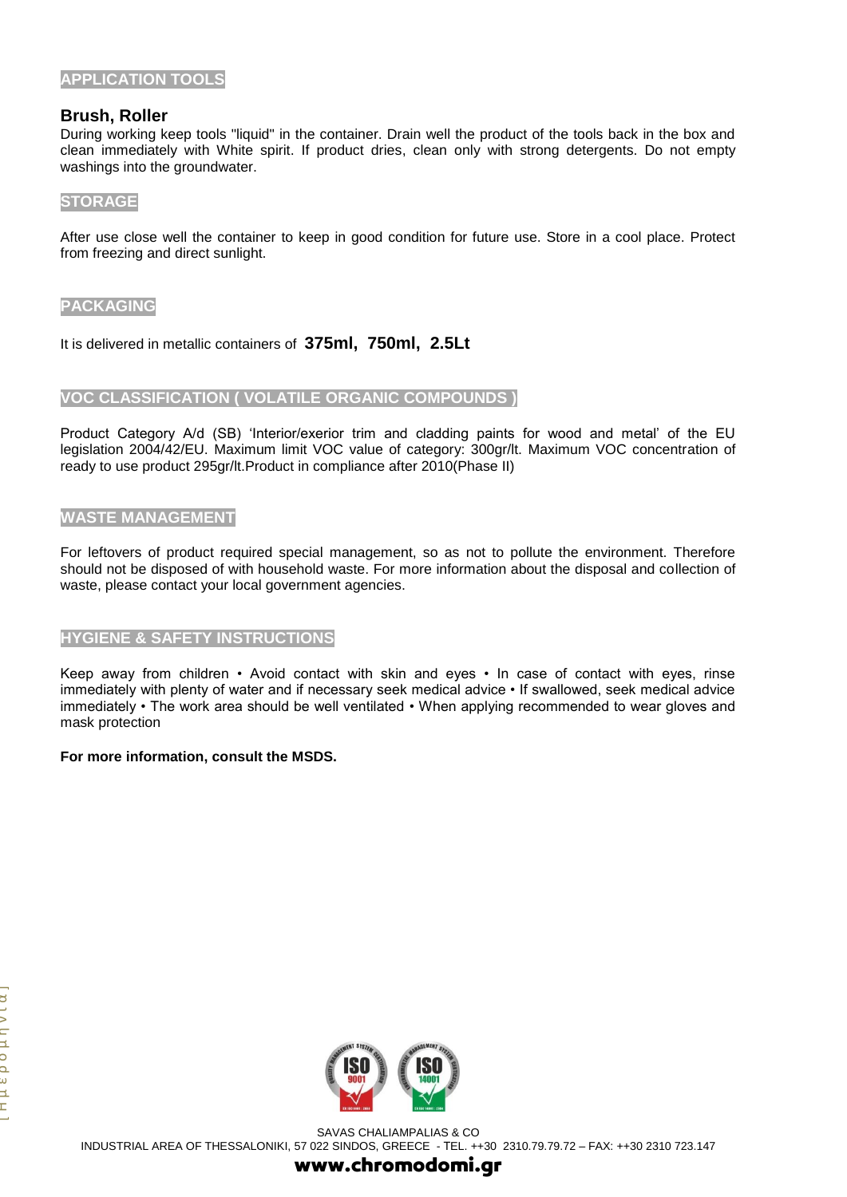## APPLICATION TOOLS

### Brush, Roller

During working keep tools "liquid" in the container. Drain well the product of the tools back in the box and clean immediately with White spirit. If product dries, clean only with strong detergents. Do not empty washings into the groundwater.

## STORAGE

After use close well the container to keep in good condition for future use. Store in a cool place. Protect from freezing and direct sunlight.

## PACKAGING

It is delivered in metallic containers of **375ml, 750ml, 2.5Lt**

## VOC CLASSIFICATION ( VOLATILE ORGANIC COMPOUNDS )

Product Category A/d (SB) 'Interior/exerior trim and cladding paints for wood and metal' of the EU legislation 2004/42/EU. Maximum limit VOC value of category: 300gr/lt. Maximum VOC concentration of ready to use product 295gr/lt.Product in compliance after 2010(Phase II)

## WASTE MANAGEMENT

For leftovers of product required special management, so as not to pollute the environment. Therefore should not be disposed of with household waste. For more information about the disposal and collection of waste, please contact your local government agencies.

## HYGIENE & SAFETY INSTRUCTIONS

Keep away from children • Avoid contact with skin and eyes • In case of contact with eyes, rinse immediately with plenty of water and if necessary seek medical advice • If swallowed, seek medical advice immediately • The work area should be well ventilated • When applying recommended to wear gloves and mask protection

**For more information, consult the MSDS.**

SAVAS CHALIAMPALIAS & CO
INDUSTRIAL AREA OF THESSALONIKI, 57 022 SINDOS, GREECE - TEL. ++30 2310.79.79.72 – FAX: ++30 2310 723.147

**www.chromodomi.gr**